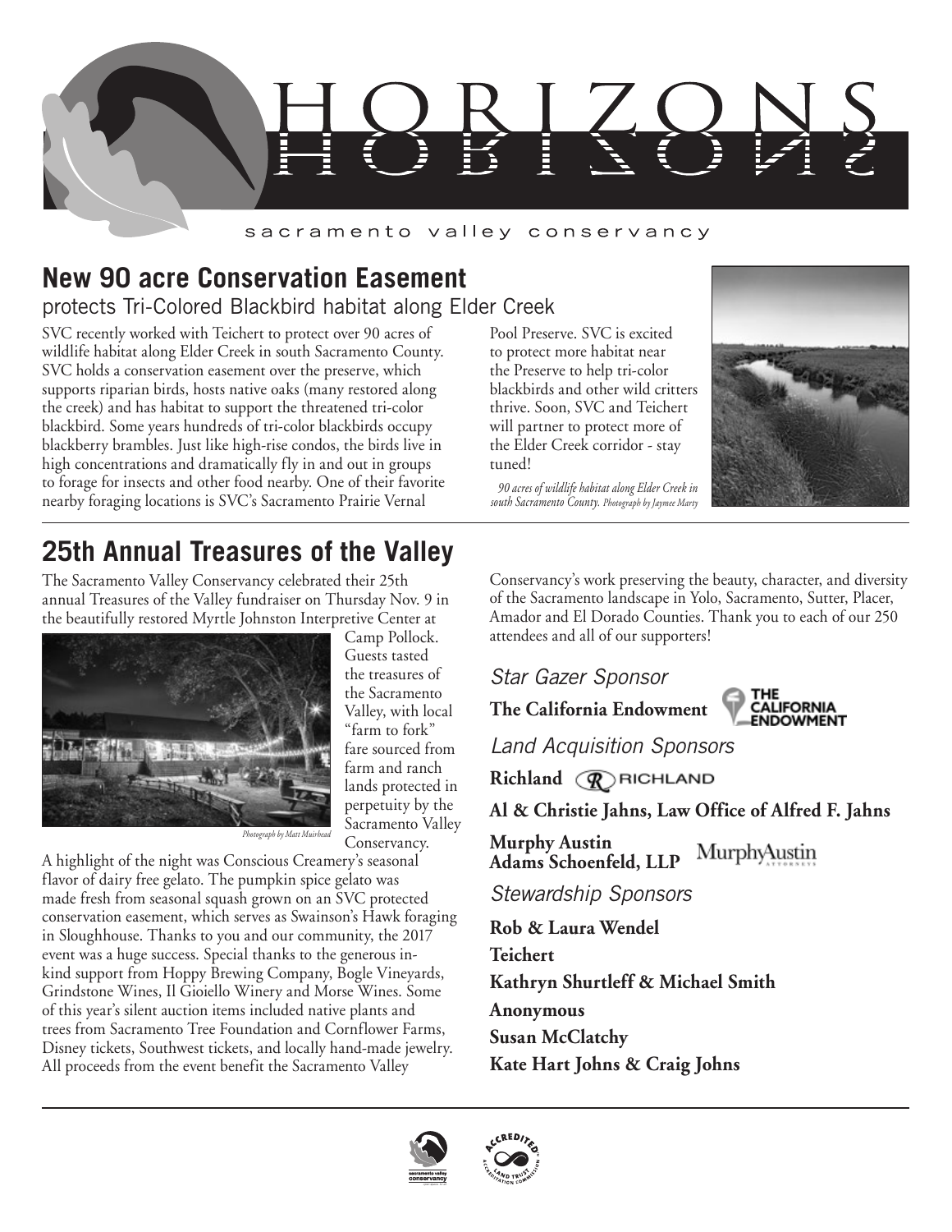# HORIZONS

sacramento valley conservancy

## New 90 acre Conservation Easement

protects Tri-Colored Blackbird habitat along Elder Creek

SVC recently worked with Teichert to protect over 90 acres of wildlife habitat along Elder Creek in south Sacramento County. SVC holds a conservation easement over the preserve, which supports riparian birds, hosts native oaks (many restored along the creek) and has habitat to support the threatened tri-color blackbird. Some years hundreds of tri-color blackbirds occupy blackberry brambles. Just like high-rise condos, the birds live in high concentrations and dramatically fly in and out in groups to forage for insects and other food nearby. One of their favorite nearby foraging locations is SVC's Sacramento Prairie Vernal Pool Preserve. SVC is excited to protect more habitat near the Preserve to help tri-color blackbirds and other wild critters thrive. Soon, SVC and Teichert will partner to protect more of the Elder Creek corridor - stay tuned!

*90 acres of wildlife habitat along Elder Creek in south Sacramento County. Photograph by Jaymee Marty*

## 25th Annual Treasures of the Valley

The Sacramento Valley Conservancy celebrated their 25th annual Treasures of the Valley fundraiser on Thursday Nov. 9 in the beautifully restored Myrtle Johnston Interpretive Center at Camp Pollock. Guests tasted the treasures of the Sacramento Valley, with local "farm to fork" fare sourced from farm and ranch lands protected in perpetuity by the Sacramento Valley Conservancy.

*Photograph by Matt Muirhead*

A highlight of the night was Conscious Creamery's seasonal flavor of dairy free gelato. The pumpkin spice gelato was made fresh from seasonal squash grown on an SVC protected conservation easement, which serves as Swainson's Hawk foraging in Sloughhouse. Thanks to you and our community, the 2017 event was a huge success. Special thanks to the generous in-kind support from Hoppy Brewing Company, Bogle Vineyards, Grindstone Wines, Il Gioiello Winery and Morse Wines. Some of this year's silent auction items included native plants and trees from Sacramento Tree Foundation and Cornflower Farms, Disney tickets, Southwest tickets, and locally hand-made jewelry. All proceeds from the event benefit the Sacramento Valley Conservancy's work preserving the beauty, character, and diversity of the Sacramento landscape in Yolo, Sacramento, Sutter, Placer, Amador and El Dorado Counties. Thank you to each of our 250 attendees and all of our supporters!

*Star Gazer Sponsor*

**The California Endowment**

*Land Acquisition Sponsors*

**Richland**

**Al & Christie Jahns, Law Office of Alfred F. Jahns**

**Murphy Austin Adams Schoenfeld, LLP**

*Stewardship Sponsors*

**Rob & Laura Wendel**

**Teichert**

**Kathryn Shurtleff & Michael Smith**

**Anonymous**

**Susan McClatchy**

**Kate Hart Johns & Craig Johns**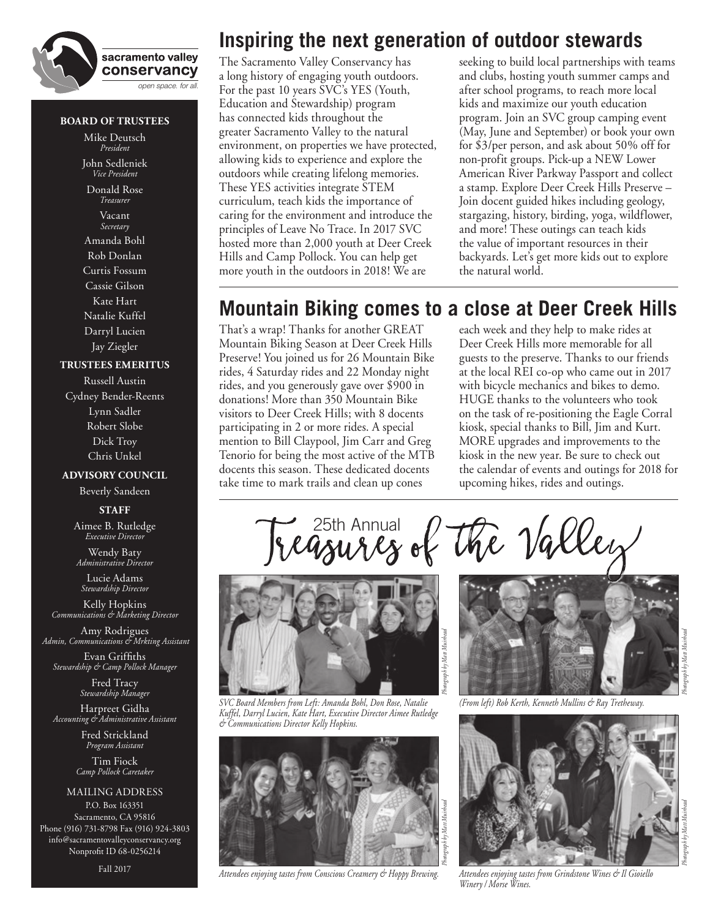sacramento valley conservancy

*open space. for all.*

**BOARD OF TRUSTEES**

Mike Deutsch
*President*

John Sedleniek
*Vice President*

Donald Rose
*Treasurer*

Vacant
*Secretary*

Amanda Bohl

Rob Donlan

Curtis Fossum

Cassie Gilson

Kate Hart

Natalie Kuffel

Darryl Lucien

Jay Ziegler

**TRUSTEES EMERITUS**

Russell Austin

Cydney Bender-Reents

Lynn Sadler

Robert Slobe

Dick Troy

Chris Unkel

**ADVISORY COUNCIL**

Beverly Sandeen

**STAFF**

Aimee B. Rutledge
*Executive Director*

Wendy Baty
*Administrative Director*

Lucie Adams
*Stewardship Director*

Kelly Hopkins
*Communications & Marketing Director*

Amy Rodrigues
*Admin, Communications & Mrkting Assistant*

Evan Griffiths
*Stewardship & Camp Pollock Manager*

Fred Tracy
*Stewardship Manager*

Harpreet Gidha
*Accounting & Administrative Assistant*

Fred Strickland
*Program Assistant*

Tim Fiock
*Camp Pollock Caretaker*

MAILING ADDRESS
P.O. Box 163351
Sacramento, CA 95816
Phone (916) 731-8798 Fax (916) 924-3803
info@sacramentovalleyconservancy.org
Nonprofit ID 68-0256214

Fall 2017

# Inspiring the next generation of outdoor stewards

The Sacramento Valley Conservancy has a long history of engaging youth outdoors. For the past 10 years SVC's YES (Youth, Education and Stewardship) program has connected kids throughout the greater Sacramento Valley to the natural environment, on properties we have protected, allowing kids to experience and explore the outdoors while creating lifelong memories. These YES activities integrate STEM curriculum, teach kids the importance of caring for the environment and introduce the principles of Leave No Trace. In 2017 SVC hosted more than 2,000 youth at Deer Creek Hills and Camp Pollock. You can help get more youth in the outdoors in 2018! We are seeking to build local partnerships with teams and clubs, hosting youth summer camps and after school programs, to reach more local kids and maximize our youth education program. Join an SVC group camping event (May, June and September) or book your own for $3/per person, and ask about 50% off for non-profit groups. Pick-up a NEW Lower American River Parkway Passport and collect a stamp. Explore Deer Creek Hills Preserve – Join docent guided hikes including geology, stargazing, history, birding, yoga, wildflower, and more! These outings can teach kids the value of important resources in their backyards. Let's get more kids out to explore the natural world.

# Mountain Biking comes to a close at Deer Creek Hills

That's a wrap! Thanks for another GREAT Mountain Biking Season at Deer Creek Hills Preserve! You joined us for 26 Mountain Bike rides, 4 Saturday rides and 22 Monday night rides, and you generously gave over $900 in donations! More than 350 Mountain Bike visitors to Deer Creek Hills; with 8 docents participating in 2 or more rides. A special mention to Bill Claypool, Jim Carr and Greg Tenorio for being the most active of the MTB docents this season. These dedicated docents take time to mark trails and clean up cones each week and they help to make rides at Deer Creek Hills more memorable for all guests to the preserve. Thanks to our friends at the local REI co-op who came out in 2017 with bicycle mechanics and bikes to demo. HUGE thanks to the volunteers who took on the task of re-positioning the Eagle Corral kiosk, special thanks to Bill, Jim and Kurt. MORE upgrades and improvements to the kiosk in the new year. Be sure to check out the calendar of events and outings for 2018 for upcoming hikes, rides and outings.

# 25th Annual Treasures of the Valley

*Photograph by Matt Muirhead*

*SVC Board Members from Left: Amanda Bohl, Don Rose, Natalie Kuffel, Darryl Lucien, Kate Hart, Executive Director Aimee Rutledge & Communications Director Kelly Hopkins.*

*Photograph by Matt Muirhead*

*(From left) Rob Kerth, Kenneth Mullins & Ray Tretheway.*

*Photograph by Matt Muirhead*

*Attendees enjoying tastes from Conscious Creamery & Hoppy Brewing.*

*Photograph by Matt Muirhead*

*Attendees enjoying tastes from Grindstone Wines & Il Gioiello Winery / Morse Wines.*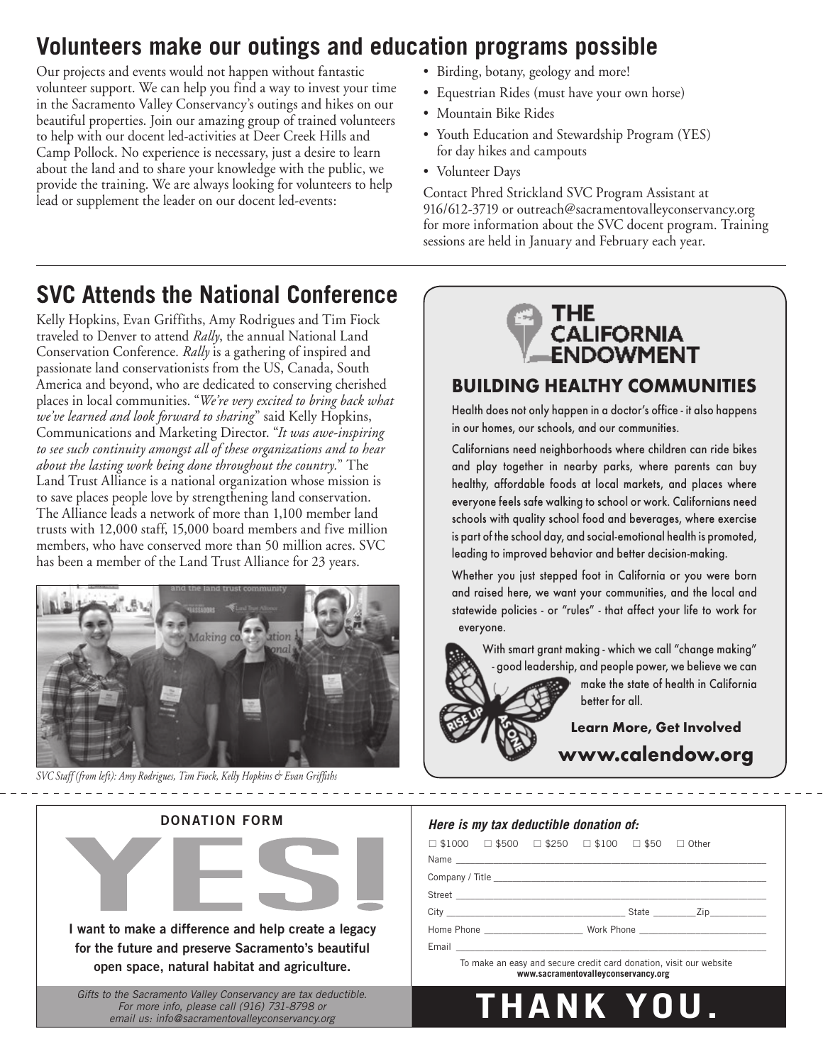## Volunteers make our outings and education programs possible

Our projects and events would not happen without fantastic volunteer support. We can help you find a way to invest your time in the Sacramento Valley Conservancy's outings and hikes on our beautiful properties. Join our amazing group of trained volunteers to help with our docent led-activities at Deer Creek Hills and Camp Pollock. No experience is necessary, just a desire to learn about the land and to share your knowledge with the public, we provide the training. We are always looking for volunteers to help lead or supplement the leader on our docent led-events:

- Birding, botany, geology and more!
- Equestrian Rides (must have your own horse)
- Mountain Bike Rides
- Youth Education and Stewardship Program (YES) for day hikes and campouts
- Volunteer Days

Contact Phred Strickland SVC Program Assistant at 916/612-3719 or outreach@sacramentovalleyconservancy.org for more information about the SVC docent program. Training sessions are held in January and February each year.

## SVC Attends the National Conference

Kelly Hopkins, Evan Griffiths, Amy Rodrigues and Tim Fiock traveled to Denver to attend *Rally*, the annual National Land Conservation Conference. *Rally* is a gathering of inspired and passionate land conservationists from the US, Canada, South America and beyond, who are dedicated to conserving cherished places in local communities. "*We're very excited to bring back what we've learned and look forward to sharing*" said Kelly Hopkins, Communications and Marketing Director. "*It was awe-inspiring to see such continuity amongst all of these organizations and to hear about the lasting work being done throughout the country.*" The Land Trust Alliance is a national organization whose mission is to save places people love by strengthening land conservation. The Alliance leads a network of more than 1,100 member land trusts with 12,000 staff, 15,000 board members and five million members, who have conserved more than 50 million acres. SVC has been a member of the Land Trust Alliance for 23 years.

*SVC Staff (from left): Amy Rodrigues, Tim Fiock, Kelly Hopkins & Evan Griffiths*

### THE CALIFORNIA ENDOWMENT

**BUILDING HEALTHY COMMUNITIES**

Health does not only happen in a doctor's office - it also happens in our homes, our schools, and our communities.

Californians need neighborhoods where children can ride bikes and play together in nearby parks, where parents can buy healthy, affordable foods at local markets, and places where everyone feels safe walking to school or work. Californians need schools with quality school food and beverages, where exercise is part of the school day, and social-emotional health is promoted, leading to improved behavior and better decision-making.

Whether you just stepped foot in California or you were born and raised here, we want your communities, and the local and statewide policies - or "rules" - that affect your life to work for everyone.

With smart grant making - which we call "change making" - good leadership, and people power, we believe we can make the state of health in California better for all.

RISE UP AS ONE

**Learn More, Get Involved**

**www.calendow.org**

---

**DONATION FORM**

# YES!

**I want to make a difference and help create a legacy for the future and preserve Sacramento's beautiful open space, natural habitat and agriculture.**

*Gifts to the Sacramento Valley Conservancy are tax deductible. For more info, please call (916) 731-8798 or email us: info@sacramentovalleyconservancy.org*

***Here is my tax deductible donation of:***

☐ $1000 ☐ $500 ☐ $250 ☐ $100 ☐ $50 ☐ Other

Name ____________________

Company / Title ____________________

Street ____________________

City ____________________ State ________ Zip ________

Home Phone ____________________ Work Phone ____________________

Email ____________________

To make an easy and secure credit card donation, visit our website **www.sacramentovalleyconservancy.org**

**THANK YOU.**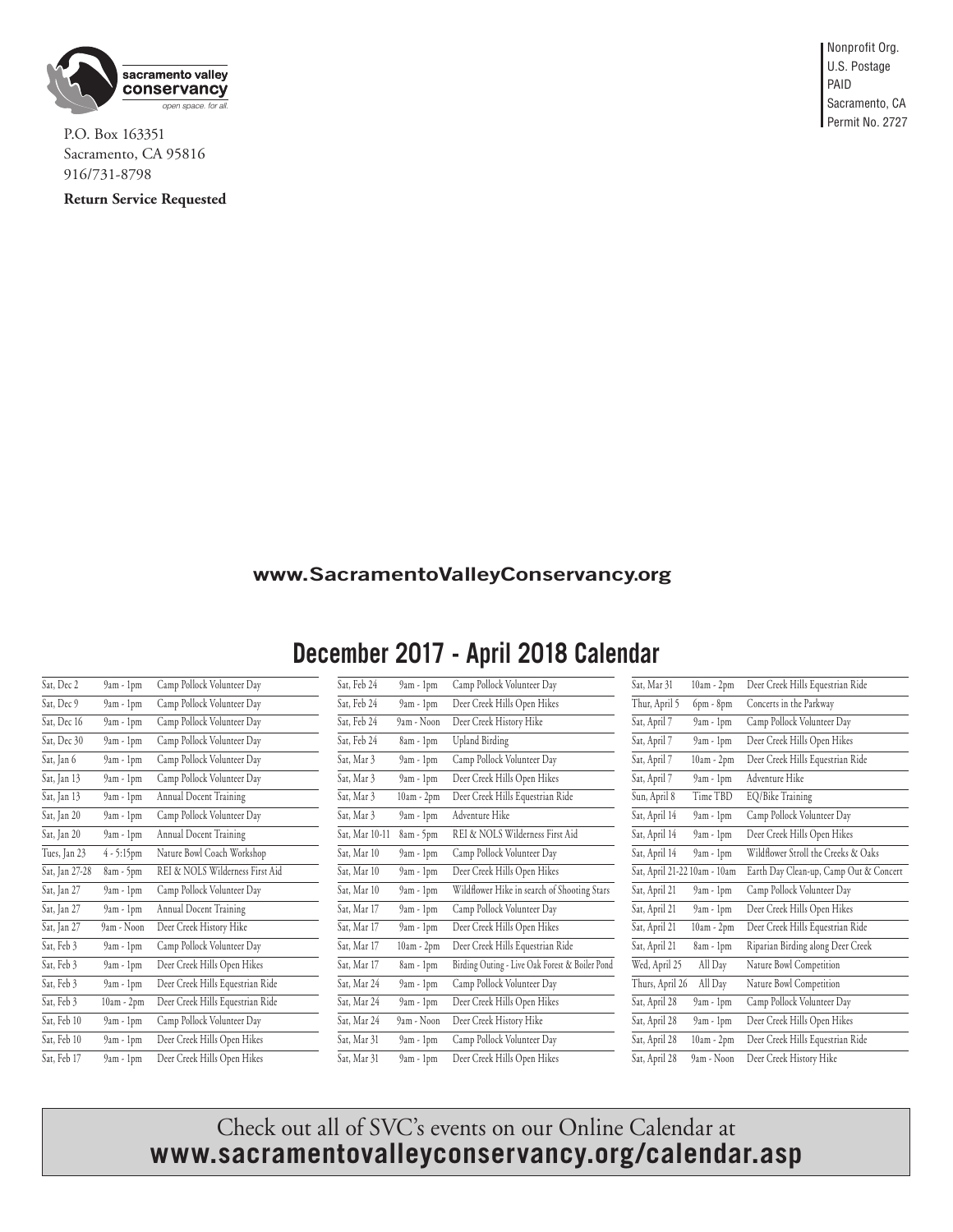sacramento valley conservancy

*open space. for all.*

P.O. Box 163351
Sacramento, CA 95816
916/731-8798

**Return Service Requested**

Nonprofit Org.
U.S. Postage
PAID
Sacramento, CA
Permit No. 2727

**www.SacramentoValleyConservancy.org**

## December 2017 - April 2018 Calendar

| | | |
|---|---|---|
| Sat, Dec 2 | 9am - 1pm | Camp Pollock Volunteer Day |
| Sat, Dec 9 | 9am - 1pm | Camp Pollock Volunteer Day |
| Sat, Dec 16 | 9am - 1pm | Camp Pollock Volunteer Day |
| Sat, Dec 30 | 9am - 1pm | Camp Pollock Volunteer Day |
| Sat, Jan 6 | 9am - 1pm | Camp Pollock Volunteer Day |
| Sat, Jan 13 | 9am - 1pm | Camp Pollock Volunteer Day |
| Sat, Jan 13 | 9am - 1pm | Annual Docent Training |
| Sat, Jan 20 | 9am - 1pm | Camp Pollock Volunteer Day |
| Sat, Jan 20 | 9am - 1pm | Annual Docent Training |
| Tues, Jan 23 | 4 - 5:15pm | Nature Bowl Coach Workshop |
| Sat, Jan 27-28 | 8am - 5pm | REI & NOLS Wilderness First Aid |
| Sat, Jan 27 | 9am - 1pm | Camp Pollock Volunteer Day |
| Sat, Jan 27 | 9am - 1pm | Annual Docent Training |
| Sat, Jan 27 | 9am - Noon | Deer Creek History Hike |
| Sat, Feb 3 | 9am - 1pm | Camp Pollock Volunteer Day |
| Sat, Feb 3 | 9am - 1pm | Deer Creek Hills Open Hikes |
| Sat, Feb 3 | 9am - 1pm | Deer Creek Hills Equestrian Ride |
| Sat, Feb 3 | 10am - 2pm | Deer Creek Hills Equestrian Ride |
| Sat, Feb 10 | 9am - 1pm | Camp Pollock Volunteer Day |
| Sat, Feb 10 | 9am - 1pm | Deer Creek Hills Open Hikes |
| Sat, Feb 17 | 9am - 1pm | Deer Creek Hills Open Hikes |
| Sat, Feb 24 | 9am - 1pm | Camp Pollock Volunteer Day |
| Sat, Feb 24 | 9am - 1pm | Deer Creek Hills Open Hikes |
| Sat, Feb 24 | 9am - Noon | Deer Creek History Hike |
| Sat, Feb 24 | 8am - 1pm | Upland Birding |
| Sat, Mar 3 | 9am - 1pm | Camp Pollock Volunteer Day |
| Sat, Mar 3 | 9am - 1pm | Deer Creek Hills Open Hikes |
| Sat, Mar 3 | 10am - 2pm | Deer Creek Hills Equestrian Ride |
| Sat, Mar 3 | 9am - 1pm | Adventure Hike |
| Sat, Mar 10-11 | 8am - 5pm | REI & NOLS Wilderness First Aid |
| Sat, Mar 10 | 9am - 1pm | Camp Pollock Volunteer Day |
| Sat, Mar 10 | 9am - 1pm | Deer Creek Hills Open Hikes |
| Sat, Mar 10 | 9am - 1pm | Wildflower Hike in search of Shooting Stars |
| Sat, Mar 17 | 9am - 1pm | Camp Pollock Volunteer Day |
| Sat, Mar 17 | 9am - 1pm | Deer Creek Hills Open Hikes |
| Sat, Mar 17 | 10am - 2pm | Deer Creek Hills Equestrian Ride |
| Sat, Mar 17 | 8am - 1pm | Birding Outing - Live Oak Forest & Boiler Pond |
| Sat, Mar 24 | 9am - 1pm | Camp Pollock Volunteer Day |
| Sat, Mar 24 | 9am - 1pm | Deer Creek Hills Open Hikes |
| Sat, Mar 24 | 9am - Noon | Deer Creek History Hike |
| Sat, Mar 31 | 9am - 1pm | Camp Pollock Volunteer Day |
| Sat, Mar 31 | 9am - 1pm | Deer Creek Hills Open Hikes |
| Sat, Mar 31 | 10am - 2pm | Deer Creek Hills Equestrian Ride |
| Thur, April 5 | 6pm - 8pm | Concerts in the Parkway |
| Sat, April 7 | 9am - 1pm | Camp Pollock Volunteer Day |
| Sat, April 7 | 10am - 2pm | Deer Creek Hills Equestrian Ride |
| Sat, April 7 | 9am - 1pm | Adventure Hike |
| Sun, April 8 | Time TBD | EQ/Bike Training |
| Sat, April 14 | 9am - 1pm | Camp Pollock Volunteer Day |
| Sat, April 14 | 9am - 1pm | Deer Creek Hills Open Hikes |
| Sat, April 14 | 9am - 1pm | Wildflower Stroll the Creeks & Oaks |
| Sat, April 21-22 | 10am - 10am | Earth Day Clean-up, Camp Out & Concert |
| Sat, April 21 | 9am - 1pm | Camp Pollock Volunteer Day |
| Sat, April 21 | 9am - 1pm | Deer Creek Hills Open Hikes |
| Sat, April 21 | 10am - 2pm | Deer Creek Hills Equestrian Ride |
| Sat, April 21 | 8am - 1pm | Riparian Birding along Deer Creek |
| Wed, April 25 | All Day | Nature Bowl Competition |
| Thurs, April 26 | All Day | Nature Bowl Competition |
| Sat, April 28 | 9am - 1pm | Camp Pollock Volunteer Day |
| Sat, April 28 | 9am - 1pm | Deer Creek Hills Open Hikes |
| Sat, April 28 | 10am - 2pm | Deer Creek Hills Equestrian Ride |
| Sat, April 28 | 9am - Noon | Deer Creek History Hike |

Check out all of SVC's events on our Online Calendar at
**www.sacramentovalleyconservancy.org/calendar.asp**